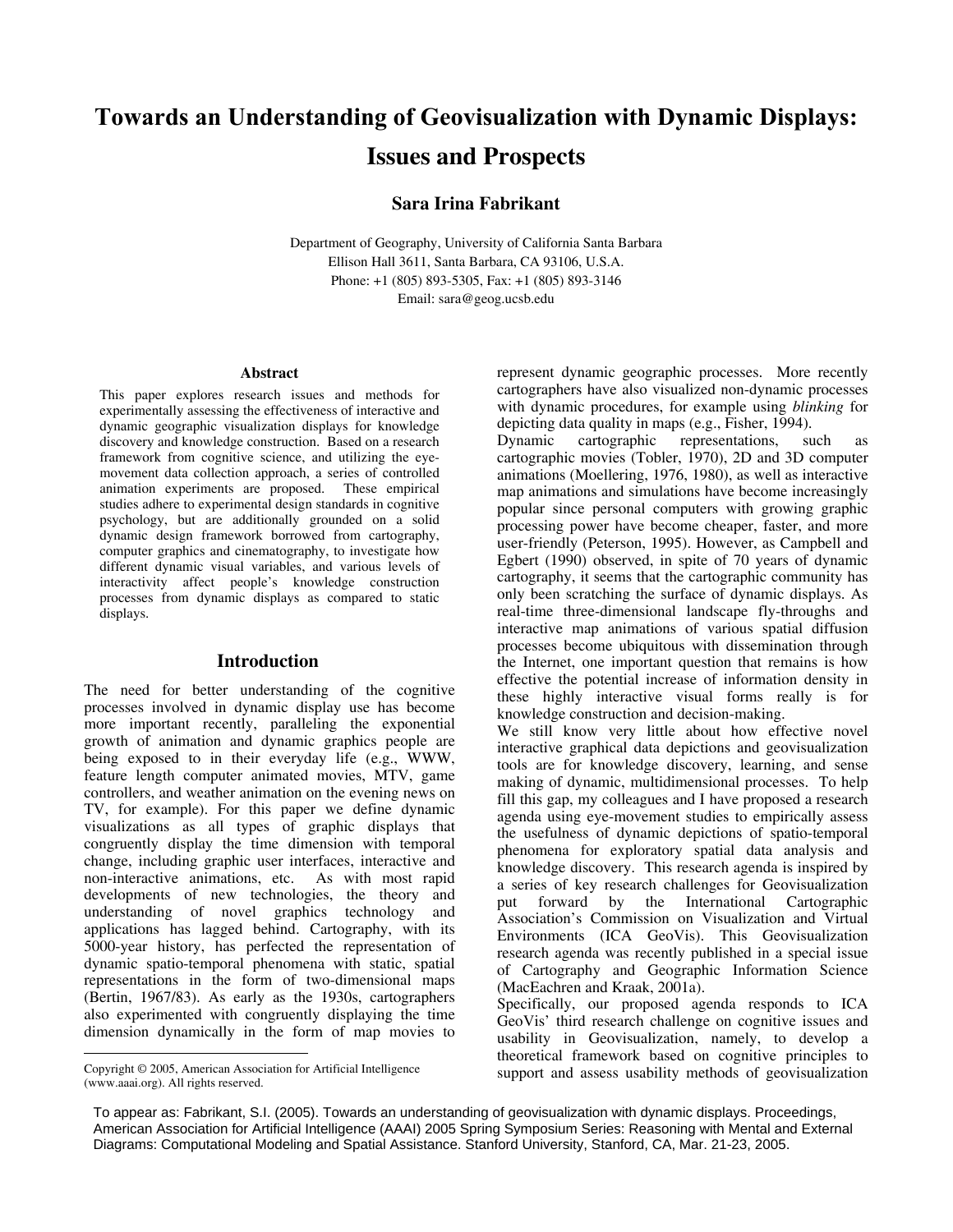# Towards an Understanding of Geovisualization with Dynamic Displays: Issues and Prospects

**Sara Irina Fabrikant**

Department of Geography, University of California Santa Barbara
Ellison Hall 3611, Santa Barbara, CA 93106, U.S.A.
Phone: +1 (805) 893-5305, Fax: +1 (805) 893-3146
Email: sara@geog.ucsb.edu

## Abstract

This paper explores research issues and methods for experimentally assessing the effectiveness of interactive and dynamic geographic visualization displays for knowledge discovery and knowledge construction. Based on a research framework from cognitive science, and utilizing the eye-movement data collection approach, a series of controlled animation experiments are proposed. These empirical studies adhere to experimental design standards in cognitive psychology, but are additionally grounded on a solid dynamic design framework borrowed from cartography, computer graphics and cinematography, to investigate how different dynamic visual variables, and various levels of interactivity affect people's knowledge construction processes from dynamic displays as compared to static displays.

## Introduction

The need for better understanding of the cognitive processes involved in dynamic display use has become more important recently, paralleling the exponential growth of animation and dynamic graphics people are being exposed to in their everyday life (e.g., WWW, feature length computer animated movies, MTV, game controllers, and weather animation on the evening news on TV, for example). For this paper we define dynamic visualizations as all types of graphic displays that congruently display the time dimension with temporal change, including graphic user interfaces, interactive and non-interactive animations, etc. As with most rapid developments of new technologies, the theory and understanding of novel graphics technology and applications has lagged behind. Cartography, with its 5000-year history, has perfected the representation of dynamic spatio-temporal phenomena with static, spatial representations in the form of two-dimensional maps (Bertin, 1967/83). As early as the 1930s, cartographers also experimented with congruently displaying the time dimension dynamically in the form of map movies to represent dynamic geographic processes. More recently cartographers have also visualized non-dynamic processes with dynamic procedures, for example using *blinking* for depicting data quality in maps (e.g., Fisher, 1994).

Dynamic cartographic representations, such as cartographic movies (Tobler, 1970), 2D and 3D computer animations (Moellering, 1976, 1980), as well as interactive map animations and simulations have become increasingly popular since personal computers with growing graphic processing power have become cheaper, faster, and more user-friendly (Peterson, 1995). However, as Campbell and Egbert (1990) observed, in spite of 70 years of dynamic cartography, it seems that the cartographic community has only been scratching the surface of dynamic displays. As real-time three-dimensional landscape fly-throughs and interactive map animations of various spatial diffusion processes become ubiquitous with dissemination through the Internet, one important question that remains is how effective the potential increase of information density in these highly interactive visual forms really is for knowledge construction and decision-making.

We still know very little about how effective novel interactive graphical data depictions and geovisualization tools are for knowledge discovery, learning, and sense making of dynamic, multidimensional processes. To help fill this gap, my colleagues and I have proposed a research agenda using eye-movement studies to empirically assess the usefulness of dynamic depictions of spatio-temporal phenomena for exploratory spatial data analysis and knowledge discovery. This research agenda is inspired by a series of key research challenges for Geovisualization put forward by the International Cartographic Association's Commission on Visualization and Virtual Environments (ICA GeoVis). This Geovisualization research agenda was recently published in a special issue of Cartography and Geographic Information Science (MacEachren and Kraak, 2001a).

Specifically, our proposed agenda responds to ICA GeoVis' third research challenge on cognitive issues and usability in Geovisualization, namely, to develop a theoretical framework based on cognitive principles to support and assess usability methods of geovisualization

Copyright © 2005, American Association for Artificial Intelligence (www.aaai.org). All rights reserved.

To appear as: Fabrikant, S.I. (2005). Towards an understanding of geovisualization with dynamic displays. Proceedings, American Association for Artificial Intelligence (AAAI) 2005 Spring Symposium Series: Reasoning with Mental and External Diagrams: Computational Modeling and Spatial Assistance. Stanford University, Stanford, CA, Mar. 21-23, 2005.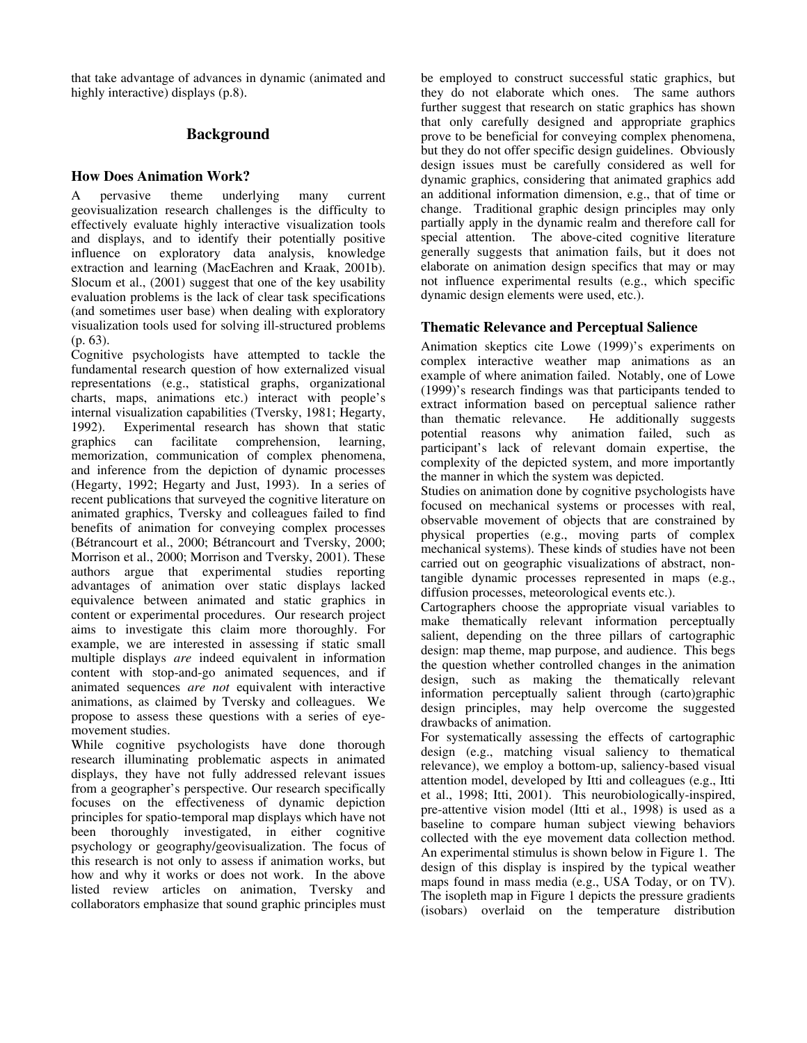that take advantage of advances in dynamic (animated and highly interactive) displays (p.8).

## Background

### How Does Animation Work?

A pervasive theme underlying many current geovisualization research challenges is the difficulty to effectively evaluate highly interactive visualization tools and displays, and to identify their potentially positive influence on exploratory data analysis, knowledge extraction and learning (MacEachren and Kraak, 2001b). Slocum et al., (2001) suggest that one of the key usability evaluation problems is the lack of clear task specifications (and sometimes user base) when dealing with exploratory visualization tools used for solving ill-structured problems (p. 63).

Cognitive psychologists have attempted to tackle the fundamental research question of how externalized visual representations (e.g., statistical graphs, organizational charts, maps, animations etc.) interact with people's internal visualization capabilities (Tversky, 1981; Hegarty, 1992). Experimental research has shown that static graphics can facilitate comprehension, learning, memorization, communication of complex phenomena, and inference from the depiction of dynamic processes (Hegarty, 1992; Hegarty and Just, 1993). In a series of recent publications that surveyed the cognitive literature on animated graphics, Tversky and colleagues failed to find benefits of animation for conveying complex processes (Bétrancourt et al., 2000; Bétrancourt and Tversky, 2000; Morrison et al., 2000; Morrison and Tversky, 2001). These authors argue that experimental studies reporting advantages of animation over static displays lacked equivalence between animated and static graphics in content or experimental procedures. Our research project aims to investigate this claim more thoroughly. For example, we are interested in assessing if static small multiple displays *are* indeed equivalent in information content with stop-and-go animated sequences, and if animated sequences *are not* equivalent with interactive animations, as claimed by Tversky and colleagues. We propose to assess these questions with a series of eye-movement studies.

While cognitive psychologists have done thorough research illuminating problematic aspects in animated displays, they have not fully addressed relevant issues from a geographer's perspective. Our research specifically focuses on the effectiveness of dynamic depiction principles for spatio-temporal map displays which have not been thoroughly investigated, in either cognitive psychology or geography/geovisualization. The focus of this research is not only to assess if animation works, but how and why it works or does not work. In the above listed review articles on animation, Tversky and collaborators emphasize that sound graphic principles must be employed to construct successful static graphics, but they do not elaborate which ones. The same authors further suggest that research on static graphics has shown that only carefully designed and appropriate graphics prove to be beneficial for conveying complex phenomena, but they do not offer specific design guidelines. Obviously design issues must be carefully considered as well for dynamic graphics, considering that animated graphics add an additional information dimension, e.g., that of time or change. Traditional graphic design principles may only partially apply in the dynamic realm and therefore call for special attention. The above-cited cognitive literature generally suggests that animation fails, but it does not elaborate on animation design specifics that may or may not influence experimental results (e.g., which specific dynamic design elements were used, etc.).

### Thematic Relevance and Perceptual Salience

Animation skeptics cite Lowe (1999)'s experiments on complex interactive weather map animations as an example of where animation failed. Notably, one of Lowe (1999)'s research findings was that participants tended to extract information based on perceptual salience rather than thematic relevance. He additionally suggests potential reasons why animation failed, such as participant's lack of relevant domain expertise, the complexity of the depicted system, and more importantly the manner in which the system was depicted.

Studies on animation done by cognitive psychologists have focused on mechanical systems or processes with real, observable movement of objects that are constrained by physical properties (e.g., moving parts of complex mechanical systems). These kinds of studies have not been carried out on geographic visualizations of abstract, non-tangible dynamic processes represented in maps (e.g., diffusion processes, meteorological events etc.).

Cartographers choose the appropriate visual variables to make thematically relevant information perceptually salient, depending on the three pillars of cartographic design: map theme, map purpose, and audience. This begs the question whether controlled changes in the animation design, such as making the thematically relevant information perceptually salient through (carto)graphic design principles, may help overcome the suggested drawbacks of animation.

For systematically assessing the effects of cartographic design (e.g., matching visual saliency to thematical relevance), we employ a bottom-up, saliency-based visual attention model, developed by Itti and colleagues (e.g., Itti et al., 1998; Itti, 2001). This neurobiologically-inspired, pre-attentive vision model (Itti et al., 1998) is used as a baseline to compare human subject viewing behaviors collected with the eye movement data collection method. An experimental stimulus is shown below in Figure 1. The design of this display is inspired by the typical weather maps found in mass media (e.g., USA Today, or on TV). The isopleth map in Figure 1 depicts the pressure gradients (isobars) overlaid on the temperature distribution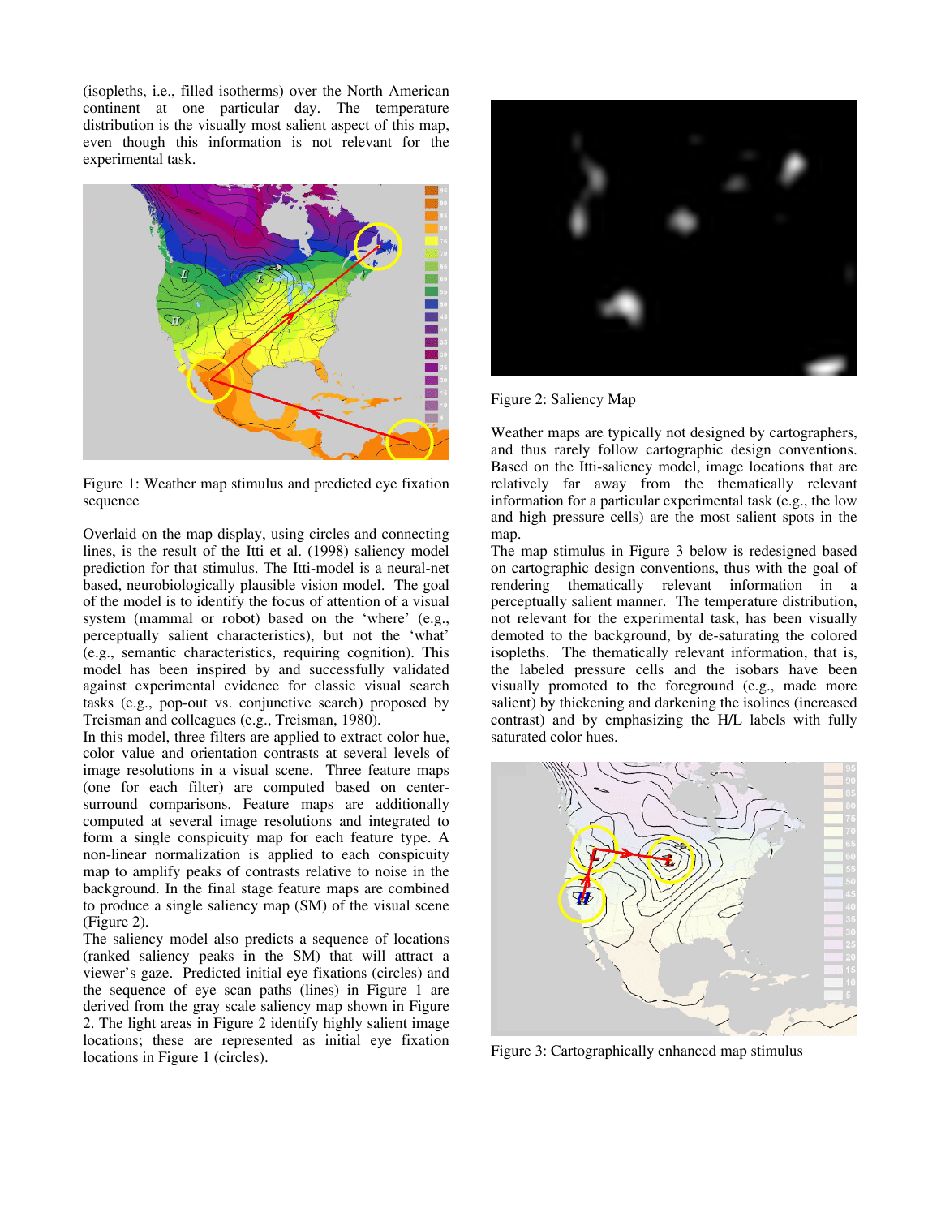(isopleths, i.e., filled isotherms) over the North American continent at one particular day. The temperature distribution is the visually most salient aspect of this map, even though this information is not relevant for the experimental task.

Figure 1: Weather map stimulus and predicted eye fixation sequence

Overlaid on the map display, using circles and connecting lines, is the result of the Itti et al. (1998) saliency model prediction for that stimulus. The Itti-model is a neural-net based, neurobiologically plausible vision model. The goal of the model is to identify the focus of attention of a visual system (mammal or robot) based on the 'where' (e.g., perceptually salient characteristics), but not the 'what' (e.g., semantic characteristics, requiring cognition). This model has been inspired by and successfully validated against experimental evidence for classic visual search tasks (e.g., pop-out vs. conjunctive search) proposed by Treisman and colleagues (e.g., Treisman, 1980).

In this model, three filters are applied to extract color hue, color value and orientation contrasts at several levels of image resolutions in a visual scene. Three feature maps (one for each filter) are computed based on center-surround comparisons. Feature maps are additionally computed at several image resolutions and integrated to form a single conspicuity map for each feature type. A non-linear normalization is applied to each conspicuity map to amplify peaks of contrasts relative to noise in the background. In the final stage feature maps are combined to produce a single saliency map (SM) of the visual scene (Figure 2).

The saliency model also predicts a sequence of locations (ranked saliency peaks in the SM) that will attract a viewer's gaze. Predicted initial eye fixations (circles) and the sequence of eye scan paths (lines) in Figure 1 are derived from the gray scale saliency map shown in Figure 2. The light areas in Figure 2 identify highly salient image locations; these are represented as initial eye fixation locations in Figure 1 (circles).

Figure 2: Saliency Map

Weather maps are typically not designed by cartographers, and thus rarely follow cartographic design conventions. Based on the Itti-saliency model, image locations that are relatively far away from the thematically relevant information for a particular experimental task (e.g., the low and high pressure cells) are the most salient spots in the map.

The map stimulus in Figure 3 below is redesigned based on cartographic design conventions, thus with the goal of rendering thematically relevant information in a perceptually salient manner. The temperature distribution, not relevant for the experimental task, has been visually demoted to the background, by de-saturating the colored isopleths. The thematically relevant information, that is, the labeled pressure cells and the isobars have been visually promoted to the foreground (e.g., made more salient) by thickening and darkening the isolines (increased contrast) and by emphasizing the H/L labels with fully saturated color hues.

Figure 3: Cartographically enhanced map stimulus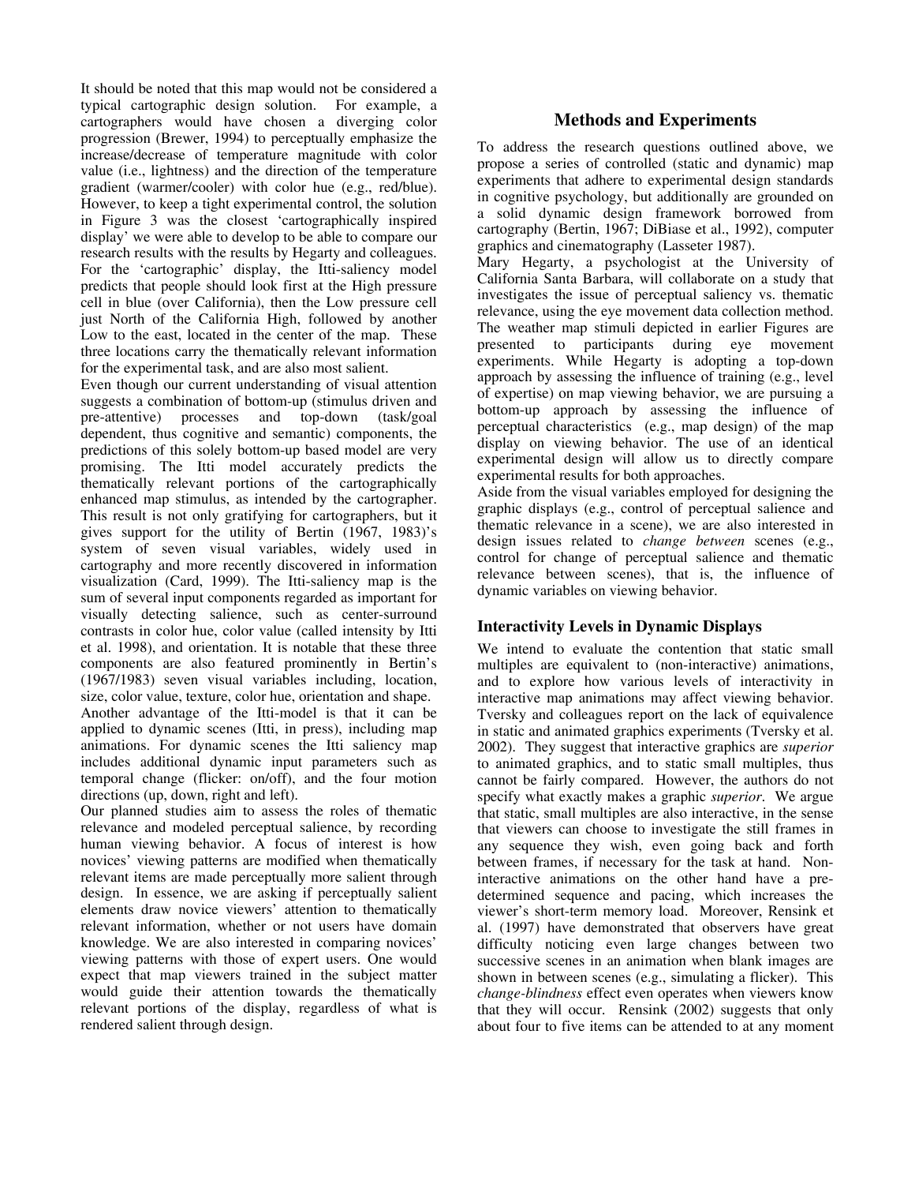It should be noted that this map would not be considered a typical cartographic design solution. For example, a cartographers would have chosen a diverging color progression (Brewer, 1994) to perceptually emphasize the increase/decrease of temperature magnitude with color value (i.e., lightness) and the direction of the temperature gradient (warmer/cooler) with color hue (e.g., red/blue). However, to keep a tight experimental control, the solution in Figure 3 was the closest 'cartographically inspired display' we were able to develop to be able to compare our research results with the results by Hegarty and colleagues. For the 'cartographic' display, the Itti-saliency model predicts that people should look first at the High pressure cell in blue (over California), then the Low pressure cell just North of the California High, followed by another Low to the east, located in the center of the map. These three locations carry the thematically relevant information for the experimental task, and are also most salient.

Even though our current understanding of visual attention suggests a combination of bottom-up (stimulus driven and pre-attentive) processes and top-down (task/goal dependent, thus cognitive and semantic) components, the predictions of this solely bottom-up based model are very promising. The Itti model accurately predicts the thematically relevant portions of the cartographically enhanced map stimulus, as intended by the cartographer. This result is not only gratifying for cartographers, but it gives support for the utility of Bertin (1967, 1983)'s system of seven visual variables, widely used in cartography and more recently discovered in information visualization (Card, 1999). The Itti-saliency map is the sum of several input components regarded as important for visually detecting salience, such as center-surround contrasts in color hue, color value (called intensity by Itti et al. 1998), and orientation. It is notable that these three components are also featured prominently in Bertin's (1967/1983) seven visual variables including, location, size, color value, texture, color hue, orientation and shape.

Another advantage of the Itti-model is that it can be applied to dynamic scenes (Itti, in press), including map animations. For dynamic scenes the Itti saliency map includes additional dynamic input parameters such as temporal change (flicker: on/off), and the four motion directions (up, down, right and left).

Our planned studies aim to assess the roles of thematic relevance and modeled perceptual salience, by recording human viewing behavior. A focus of interest is how novices' viewing patterns are modified when thematically relevant items are made perceptually more salient through design. In essence, we are asking if perceptually salient elements draw novice viewers' attention to thematically relevant information, whether or not users have domain knowledge. We are also interested in comparing novices' viewing patterns with those of expert users. One would expect that map viewers trained in the subject matter would guide their attention towards the thematically relevant portions of the display, regardless of what is rendered salient through design.

## Methods and Experiments

To address the research questions outlined above, we propose a series of controlled (static and dynamic) map experiments that adhere to experimental design standards in cognitive psychology, but additionally are grounded on a solid dynamic design framework borrowed from cartography (Bertin, 1967; DiBiase et al., 1992), computer graphics and cinematography (Lasseter 1987).

Mary Hegarty, a psychologist at the University of California Santa Barbara, will collaborate on a study that investigates the issue of perceptual saliency vs. thematic relevance, using the eye movement data collection method. The weather map stimuli depicted in earlier Figures are presented to participants during eye movement experiments. While Hegarty is adopting a top-down approach by assessing the influence of training (e.g., level of expertise) on map viewing behavior, we are pursuing a bottom-up approach by assessing the influence of perceptual characteristics (e.g., map design) of the map display on viewing behavior. The use of an identical experimental design will allow us to directly compare experimental results for both approaches.

Aside from the visual variables employed for designing the graphic displays (e.g., control of perceptual salience and thematic relevance in a scene), we are also interested in design issues related to *change between* scenes (e.g., control for change of perceptual salience and thematic relevance between scenes), that is, the influence of dynamic variables on viewing behavior.

### Interactivity Levels in Dynamic Displays

We intend to evaluate the contention that static small multiples are equivalent to (non-interactive) animations, and to explore how various levels of interactivity in interactive map animations may affect viewing behavior. Tversky and colleagues report on the lack of equivalence in static and animated graphics experiments (Tversky et al. 2002). They suggest that interactive graphics are *superior* to animated graphics, and to static small multiples, thus cannot be fairly compared. However, the authors do not specify what exactly makes a graphic *superior*. We argue that static, small multiples are also interactive, in the sense that viewers can choose to investigate the still frames in any sequence they wish, even going back and forth between frames, if necessary for the task at hand. Non-interactive animations on the other hand have a pre-determined sequence and pacing, which increases the viewer's short-term memory load. Moreover, Rensink et al. (1997) have demonstrated that observers have great difficulty noticing even large changes between two successive scenes in an animation when blank images are shown in between scenes (e.g., simulating a flicker). This *change-blindness* effect even operates when viewers know that they will occur. Rensink (2002) suggests that only about four to five items can be attended to at any moment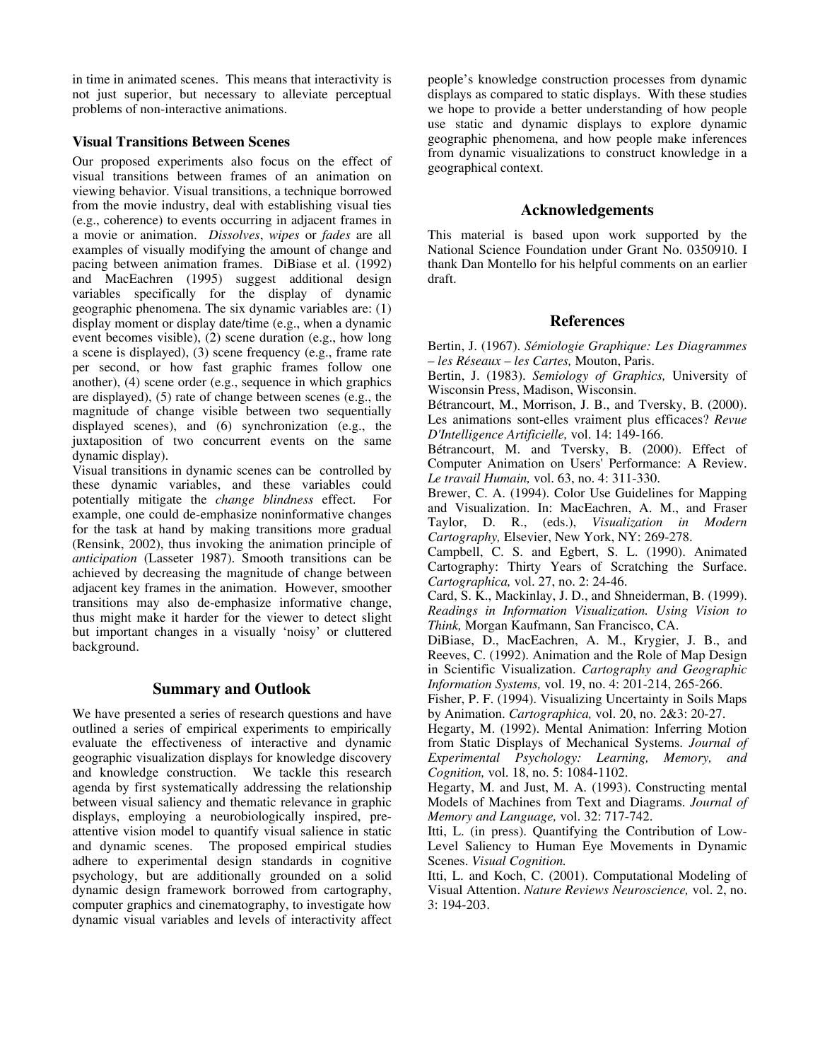in time in animated scenes. This means that interactivity is not just superior, but necessary to alleviate perceptual problems of non-interactive animations.

### Visual Transitions Between Scenes

Our proposed experiments also focus on the effect of visual transitions between frames of an animation on viewing behavior. Visual transitions, a technique borrowed from the movie industry, deal with establishing visual ties (e.g., coherence) to events occurring in adjacent frames in a movie or animation. *Dissolves*, *wipes* or *fades* are all examples of visually modifying the amount of change and pacing between animation frames. DiBiase et al. (1992) and MacEachren (1995) suggest additional design variables specifically for the display of dynamic geographic phenomena. The six dynamic variables are: (1) display moment or display date/time (e.g., when a dynamic event becomes visible), (2) scene duration (e.g., how long a scene is displayed), (3) scene frequency (e.g., frame rate per second, or how fast graphic frames follow one another), (4) scene order (e.g., sequence in which graphics are displayed), (5) rate of change between scenes (e.g., the magnitude of change visible between two sequentially displayed scenes), and (6) synchronization (e.g., the juxtaposition of two concurrent events on the same dynamic display).

Visual transitions in dynamic scenes can be controlled by these dynamic variables, and these variables could potentially mitigate the *change blindness* effect. For example, one could de-emphasize noninformative changes for the task at hand by making transitions more gradual (Rensink, 2002), thus invoking the animation principle of *anticipation* (Lasseter 1987). Smooth transitions can be achieved by decreasing the magnitude of change between adjacent key frames in the animation. However, smoother transitions may also de-emphasize informative change, thus might make it harder for the viewer to detect slight but important changes in a visually 'noisy' or cluttered background.

## Summary and Outlook

We have presented a series of research questions and have outlined a series of empirical experiments to empirically evaluate the effectiveness of interactive and dynamic geographic visualization displays for knowledge discovery and knowledge construction. We tackle this research agenda by first systematically addressing the relationship between visual saliency and thematic relevance in graphic displays, employing a neurobiologically inspired, pre-attentive vision model to quantify visual salience in static and dynamic scenes. The proposed empirical studies adhere to experimental design standards in cognitive psychology, but are additionally grounded on a solid dynamic design framework borrowed from cartography, computer graphics and cinematography, to investigate how dynamic visual variables and levels of interactivity affect people's knowledge construction processes from dynamic displays as compared to static displays. With these studies we hope to provide a better understanding of how people use static and dynamic displays to explore dynamic geographic phenomena, and how people make inferences from dynamic visualizations to construct knowledge in a geographical context.

## Acknowledgements

This material is based upon work supported by the National Science Foundation under Grant No. 0350910. I thank Dan Montello for his helpful comments on an earlier draft.

## References

Bertin, J. (1967). *Sémiologie Graphique: Les Diagrammes – les Réseaux – les Cartes,* Mouton, Paris.

Bertin, J. (1983). *Semiology of Graphics,* University of Wisconsin Press, Madison, Wisconsin.

Bétrancourt, M., Morrison, J. B., and Tversky, B. (2000). Les animations sont-elles vraiment plus efficaces? *Revue D'Intelligence Artificielle,* vol. 14: 149-166.

Bétrancourt, M. and Tversky, B. (2000). Effect of Computer Animation on Users' Performance: A Review. *Le travail Humain,* vol. 63, no. 4: 311-330.

Brewer, C. A. (1994). Color Use Guidelines for Mapping and Visualization. In: MacEachren, A. M., and Fraser Taylor, D. R., (eds.), *Visualization in Modern Cartography,* Elsevier, New York, NY: 269-278.

Campbell, C. S. and Egbert, S. L. (1990). Animated Cartography: Thirty Years of Scratching the Surface. *Cartographica,* vol. 27, no. 2: 24-46.

Card, S. K., Mackinlay, J. D., and Shneiderman, B. (1999). *Readings in Information Visualization. Using Vision to Think,* Morgan Kaufmann, San Francisco, CA.

DiBiase, D., MacEachren, A. M., Krygier, J. B., and Reeves, C. (1992). Animation and the Role of Map Design in Scientific Visualization. *Cartography and Geographic Information Systems,* vol. 19, no. 4: 201-214, 265-266.

Fisher, P. F. (1994). Visualizing Uncertainty in Soils Maps by Animation. *Cartographica,* vol. 20, no. 2&3: 20-27.

Hegarty, M. (1992). Mental Animation: Inferring Motion from Static Displays of Mechanical Systems. *Journal of Experimental Psychology: Learning, Memory, and Cognition,* vol. 18, no. 5: 1084-1102.

Hegarty, M. and Just, M. A. (1993). Constructing mental Models of Machines from Text and Diagrams. *Journal of Memory and Language,* vol. 32: 717-742.

Itti, L. (in press). Quantifying the Contribution of Low-Level Saliency to Human Eye Movements in Dynamic Scenes. *Visual Cognition.*

Itti, L. and Koch, C. (2001). Computational Modeling of Visual Attention. *Nature Reviews Neuroscience,* vol. 2, no. 3: 194-203.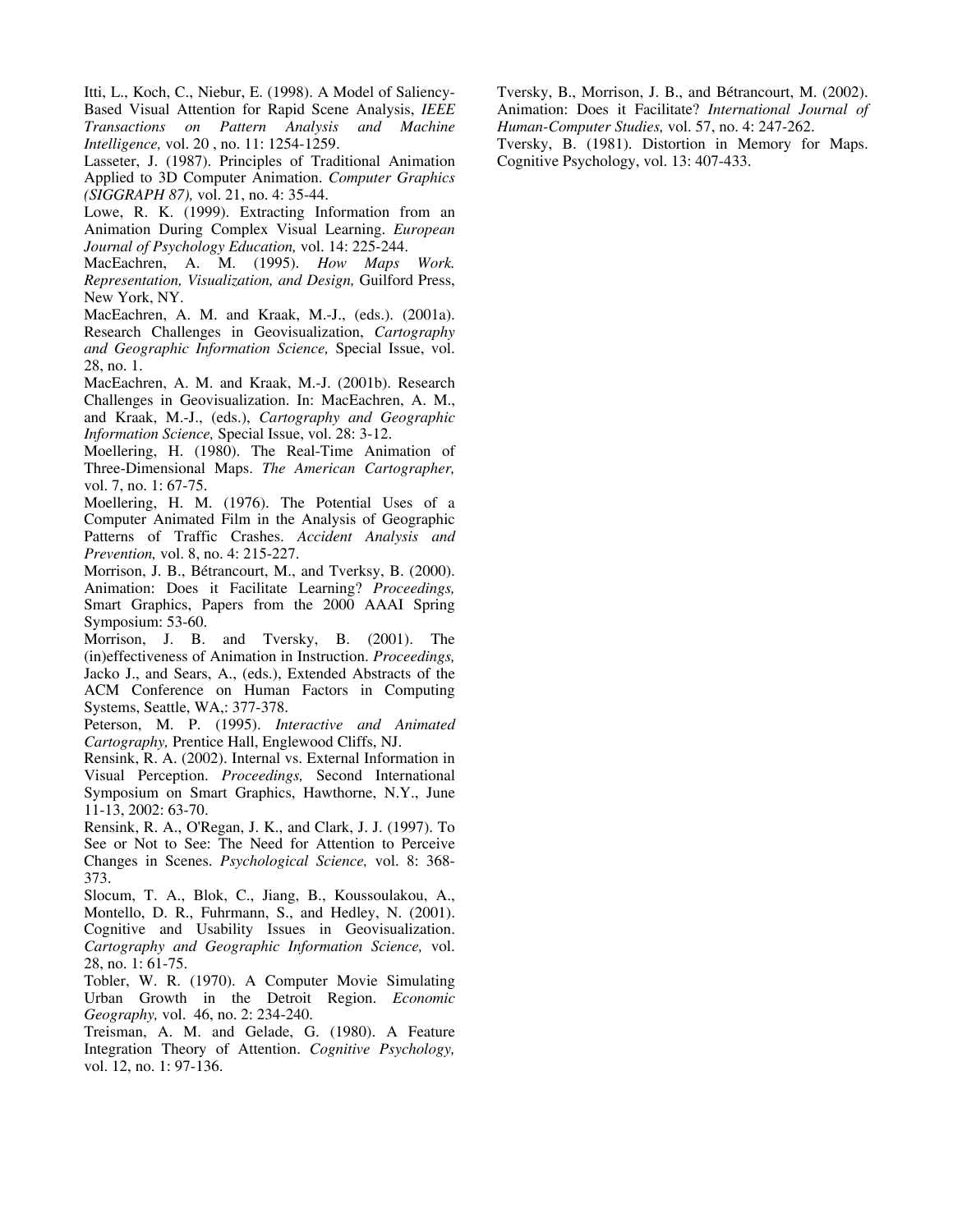Itti, L., Koch, C., Niebur, E. (1998). A Model of Saliency-Based Visual Attention for Rapid Scene Analysis, *IEEE Transactions on Pattern Analysis and Machine Intelligence,* vol. 20 , no. 11: 1254-1259.

Lasseter, J. (1987). Principles of Traditional Animation Applied to 3D Computer Animation. *Computer Graphics (SIGGRAPH 87),* vol. 21, no. 4: 35-44.

Lowe, R. K. (1999). Extracting Information from an Animation During Complex Visual Learning. *European Journal of Psychology Education,* vol. 14: 225-244.

MacEachren, A. M. (1995). *How Maps Work. Representation, Visualization, and Design,* Guilford Press, New York, NY.

MacEachren, A. M. and Kraak, M.-J., (eds.). (2001a). Research Challenges in Geovisualization, *Cartography and Geographic Information Science,* Special Issue, vol. 28, no. 1.

MacEachren, A. M. and Kraak, M.-J. (2001b). Research Challenges in Geovisualization. In: MacEachren, A. M., and Kraak, M.-J., (eds.), *Cartography and Geographic Information Science,* Special Issue, vol. 28: 3-12.

Moellering, H. (1980). The Real-Time Animation of Three-Dimensional Maps. *The American Cartographer,* vol. 7, no. 1: 67-75.

Moellering, H. M. (1976). The Potential Uses of a Computer Animated Film in the Analysis of Geographic Patterns of Traffic Crashes. *Accident Analysis and Prevention,* vol. 8, no. 4: 215-227.

Morrison, J. B., Bétrancourt, M., and Tverksy, B. (2000). Animation: Does it Facilitate Learning? *Proceedings,* Smart Graphics, Papers from the 2000 AAAI Spring Symposium: 53-60.

Morrison, J. B. and Tversky, B. (2001). The (in)effectiveness of Animation in Instruction. *Proceedings,* Jacko J., and Sears, A., (eds.), Extended Abstracts of the ACM Conference on Human Factors in Computing Systems, Seattle, WA,: 377-378.

Peterson, M. P. (1995). *Interactive and Animated Cartography,* Prentice Hall, Englewood Cliffs, NJ.

Rensink, R. A. (2002). Internal vs. External Information in Visual Perception. *Proceedings,* Second International Symposium on Smart Graphics, Hawthorne, N.Y., June 11-13, 2002: 63-70.

Rensink, R. A., O'Regan, J. K., and Clark, J. J. (1997). To See or Not to See: The Need for Attention to Perceive Changes in Scenes. *Psychological Science,* vol. 8: 368-373.

Slocum, T. A., Blok, C., Jiang, B., Koussoulakou, A., Montello, D. R., Fuhrmann, S., and Hedley, N. (2001). Cognitive and Usability Issues in Geovisualization. *Cartography and Geographic Information Science,* vol. 28, no. 1: 61-75.

Tobler, W. R. (1970). A Computer Movie Simulating Urban Growth in the Detroit Region. *Economic Geography,* vol. 46, no. 2: 234-240.

Treisman, A. M. and Gelade, G. (1980). A Feature Integration Theory of Attention. *Cognitive Psychology,* vol. 12, no. 1: 97-136.

Tversky, B., Morrison, J. B., and Bétrancourt, M. (2002). Animation: Does it Facilitate? *International Journal of Human-Computer Studies,* vol. 57, no. 4: 247-262.

Tversky, B. (1981). Distortion in Memory for Maps. Cognitive Psychology, vol. 13: 407-433.